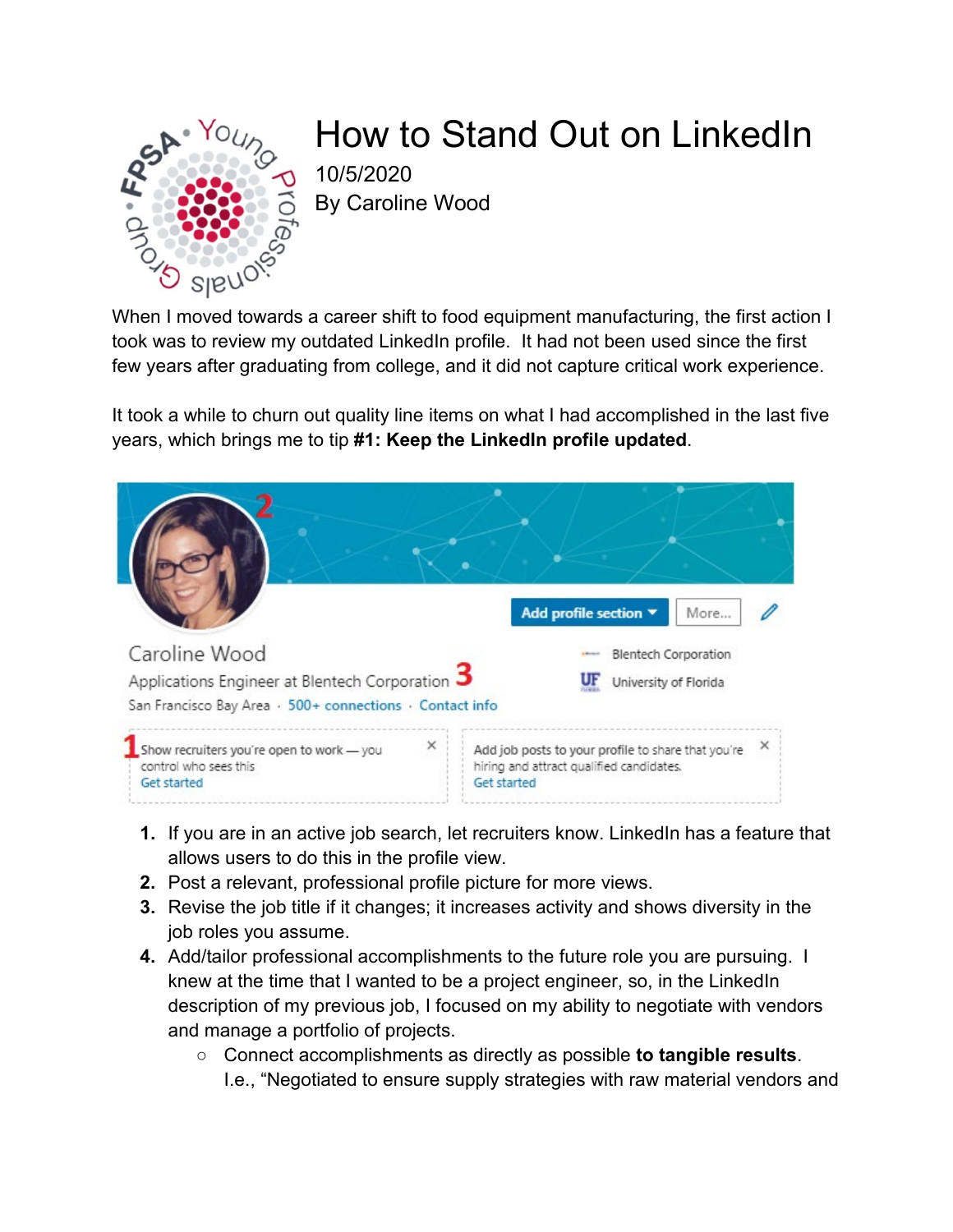# How to Stand Out on LinkedIn

10/5/2020

By Caroline Wood

When I moved towards a career shift to food equipment manufacturing, the first action I took was to review my outdated LinkedIn profile. It had not been used since the first few years after graduating from college, and it did not capture critical work experience.

It took a while to churn out quality line items on what I had accomplished in the last five years, which brings me to tip **#1: Keep the LinkedIn profile updated**.

1. If you are in an active job search, let recruiters know. LinkedIn has a feature that allows users to do this in the profile view.
2. Post a relevant, professional profile picture for more views.
3. Revise the job title if it changes; it increases activity and shows diversity in the job roles you assume.
4. Add/tailor professional accomplishments to the future role you are pursuing. I knew at the time that I wanted to be a project engineer, so, in the LinkedIn description of my previous job, I focused on my ability to negotiate with vendors and manage a portfolio of projects.
   - Connect accomplishments as directly as possible **to tangible results**. I.e., "Negotiated to ensure supply strategies with raw material vendors and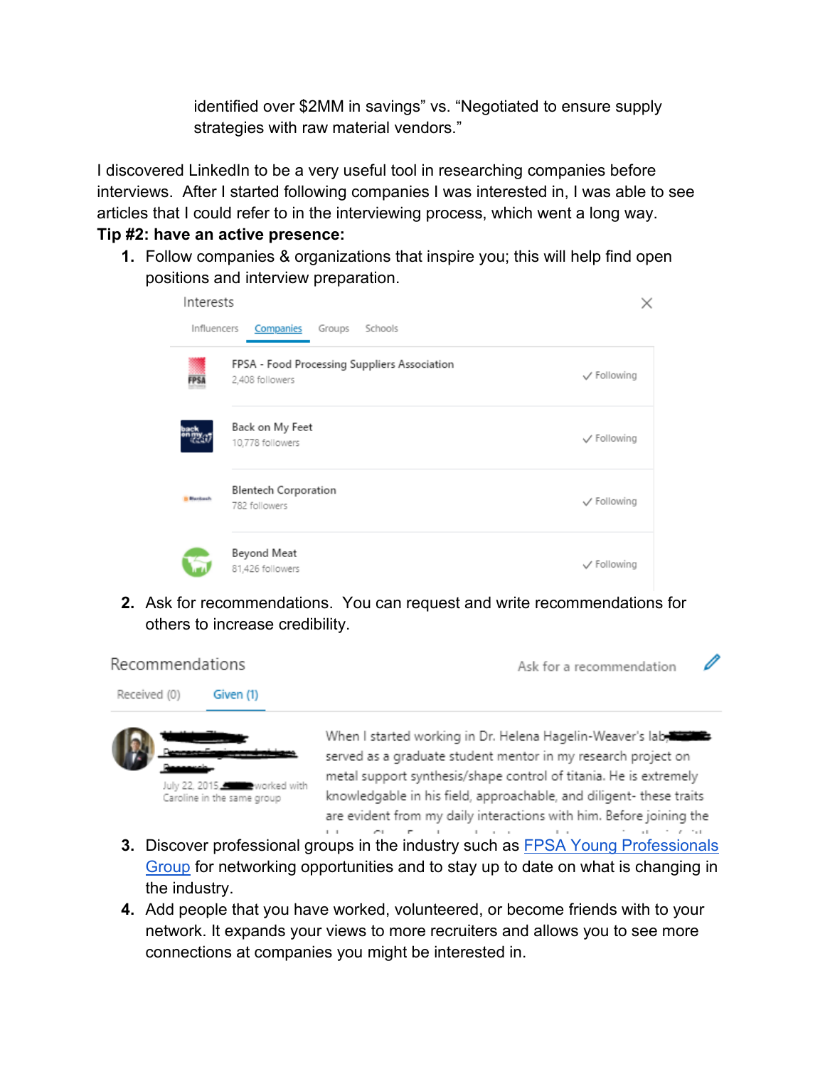identified over $2MM in savings" vs. "Negotiated to ensure supply strategies with raw material vendors."

I discovered LinkedIn to be a very useful tool in researching companies before interviews. After I started following companies I was interested in, I was able to see articles that I could refer to in the interviewing process, which went a long way.

**Tip #2: have an active presence:**

1. Follow companies & organizations that inspire you; this will help find open positions and interview preparation.

   Interests

   Influencers | Companies | Groups | Schools

   | Company | Followers | Status |
   | --- | --- | --- |
   | FPSA - Food Processing Suppliers Association | 2,408 followers | ✓ Following |
   | Back on My Feet | 10,778 followers | ✓ Following |
   | Blentech Corporation | 782 followers | ✓ Following |
   | Beyond Meat | 81,426 followers | ✓ Following |

2. Ask for recommendations. You can request and write recommendations for others to increase credibility.

   Recommendations — Ask for a recommendation

   Received (0) | Given (1)

   July 22, 2015, worked with Caroline in the same group

   When I started working in Dr. Helena Hagelin-Weaver's lab, served as a graduate student mentor in my research project on metal support synthesis/shape control of titania. He is extremely knowledgable in his field, approachable, and diligent- these traits are evident from my daily interactions with him. Before joining the

3. Discover professional groups in the industry such as [FPSA Young Professionals Group] for networking opportunities and to stay up to date on what is changing in the industry.
4. Add people that you have worked, volunteered, or become friends with to your network. It expands your views to more recruiters and allows you to see more connections at companies you might be interested in.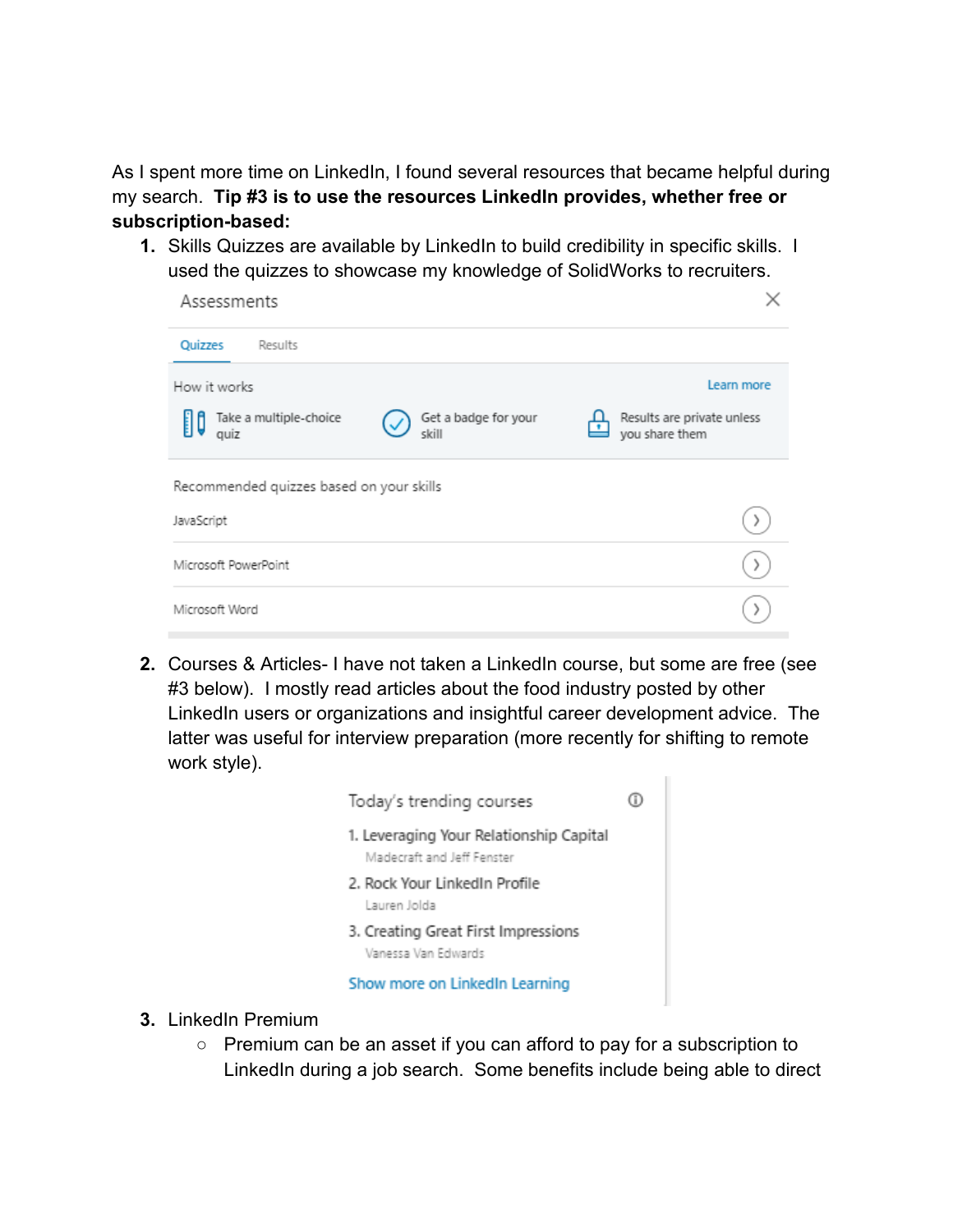As I spent more time on LinkedIn, I found several resources that became helpful during my search. **Tip #3 is to use the resources LinkedIn provides, whether free or subscription-based:**

1. Skills Quizzes are available by LinkedIn to build credibility in specific skills. I used the quizzes to showcase my knowledge of SolidWorks to recruiters.

   Assessments

   Quizzes | Results

   How it works — Learn more

   - Take a multiple-choice quiz
   - Get a badge for your skill
   - Results are private unless you share them

   Recommended quizzes based on your skills

   - JavaScript
   - Microsoft PowerPoint
   - Microsoft Word

2. Courses & Articles- I have not taken a LinkedIn course, but some are free (see #3 below). I mostly read articles about the food industry posted by other LinkedIn users or organizations and insightful career development advice. The latter was useful for interview preparation (more recently for shifting to remote work style).

   Today's trending courses

   1. Leveraging Your Relationship Capital
      Madecraft and Jeff Fenster
   2. Rock Your LinkedIn Profile
      Lauren Jolda
   3. Creating Great First Impressions
      Vanessa Van Edwards

   Show more on LinkedIn Learning

3. LinkedIn Premium
   - Premium can be an asset if you can afford to pay for a subscription to LinkedIn during a job search. Some benefits include being able to direct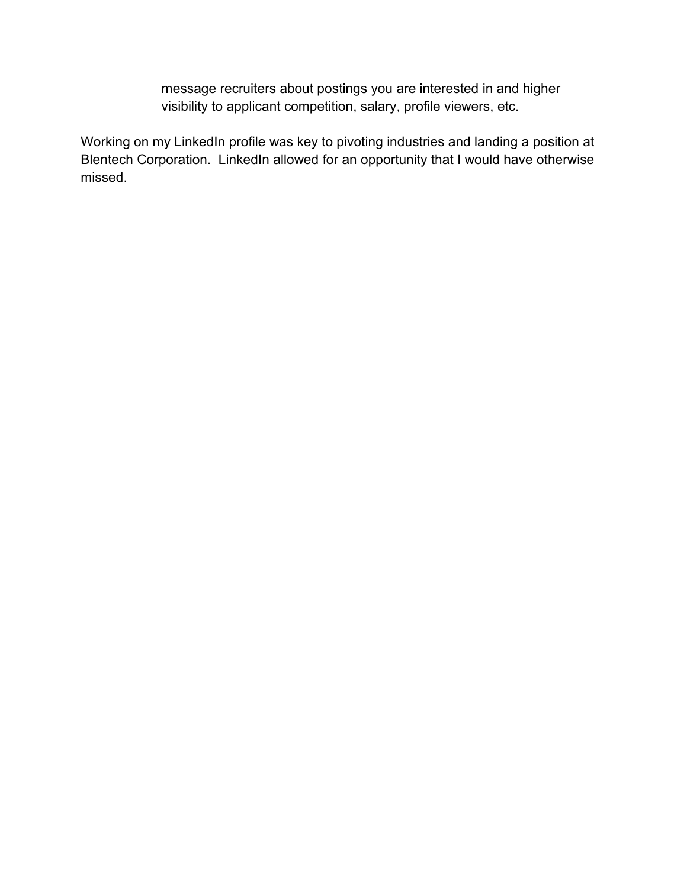message recruiters about postings you are interested in and higher visibility to applicant competition, salary, profile viewers, etc.

Working on my LinkedIn profile was key to pivoting industries and landing a position at Blentech Corporation. LinkedIn allowed for an opportunity that I would have otherwise missed.